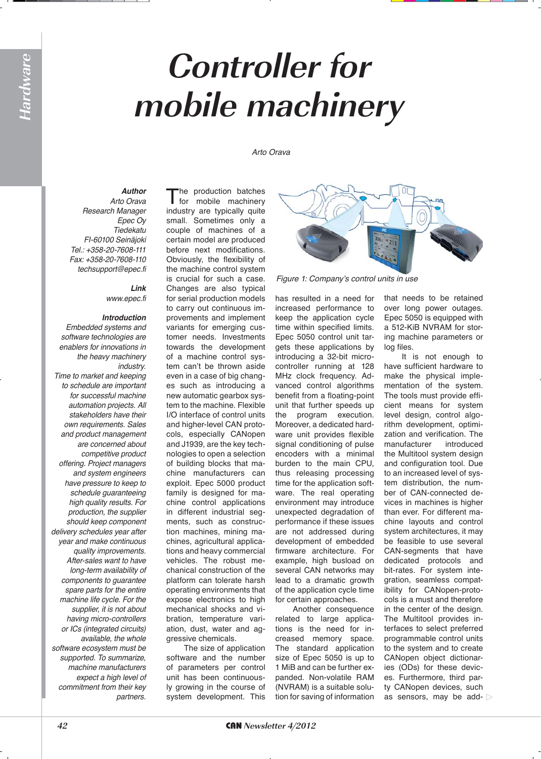# Controller for mobile machinery

*Arto Orava*

***Author***
*Arto Orava*
*Research Manager*
*Epec Oy*
*Tiedekatu*
*FI-60100 Seinäjoki*
*Tel.: +358-20-7608-111*
*Fax: +358-20-7608-110*
*techsupport@epec.fi*

***Link***
*www.epec.fi*

***Introduction***
*Embedded systems and software technologies are enablers for innovations in the heavy machinery industry.*
*Time to market and keeping to schedule are important for successful machine automation projects. All stakeholders have their own requirements. Sales and product management are concerned about competitive product offering. Project managers and system engineers have pressure to keep to schedule guaranteeing high quality results. For production, the supplier should keep component delivery schedules year after year and make continuous quality improvements. After-sales want to have long-term availability of components to guarantee spare parts for the entire machine life cycle. For the supplier, it is not about having micro-controllers or ICs (integrated circuits) available, the whole software ecosystem must be supported. To summarize, machine manufacturers expect a high level of commitment from their key partners.*

The production batches for mobile machinery industry are typically quite small. Sometimes only a couple of machines of a certain model are produced before next modifications. Obviously, the flexibility of the machine control system is crucial for such a case. Changes are also typical for serial production models to carry out continuous improvements and implement variants for emerging customer needs. Investments towards the development of a machine control system can't be thrown aside even in a case of big changes such as introducing a new automatic gearbox system to the machine. Flexible I/O interface of control units and higher-level CAN protocols, especially CANopen and J1939, are the key technologies to open a selection of building blocks that machine manufacturers can exploit. Epec 5000 product family is designed for machine control applications in different industrial segments, such as construction machines, mining machines, agricultural applications and heavy commercial vehicles. The robust mechanical construction of the platform can tolerate harsh operating environments that expose electronics to high mechanical shocks and vibration, temperature variation, dust, water and aggressive chemicals.

The size of application software and the number of parameters per control unit has been continuously growing in the course of system development. This has resulted in a need for increased performance to keep the application cycle time within specified limits. Epec 5050 control unit targets these applications by introducing a 32-bit micro-controller running at 128 MHz clock frequency. Advanced control algorithms benefit from a floating-point unit that further speeds up the program execution. Moreover, a dedicated hardware unit provides flexible signal conditioning of pulse encoders with a minimal burden to the main CPU, thus releasing processing time for the application software. The real operating environment may introduce unexpected degradation of performance if these issues are not addressed during development of embedded firmware architecture. For example, high busload on several CAN networks may lead to a dramatic growth of the application cycle time for certain approaches.

*Figure 1: Company's control units in use*

Another consequence related to large applications is the need for increased memory space. The standard application size of Epec 5050 is up to 1 MiB and can be further expanded. Non-volatile RAM (NVRAM) is a suitable solution for saving of information that needs to be retained over long power outages. Epec 5050 is equipped with a 512-KiB NVRAM for storing machine parameters or log files.

It is not enough to have sufficient hardware to make the physical implementation of the system. The tools must provide efficient means for system level design, control algorithm development, optimization and verification. The manufacturer introduced the Multitool system design and configuration tool. Due to an increased level of system distribution, the number of CAN-connected devices in machines is higher than ever. For different machine layouts and control system architectures, it may be feasible to select several CAN-segments that have dedicated protocols and bit-rates. For system integration, seamless compatibility for CANopen-protocols is a must and therefore in the center of the design. The Multitool provides interfaces to select preferred programmable control units to the system and to create CANopen object dictionaries (ODs) for these devices. Furthermore, third party CANopen devices, such as sensors, may be add-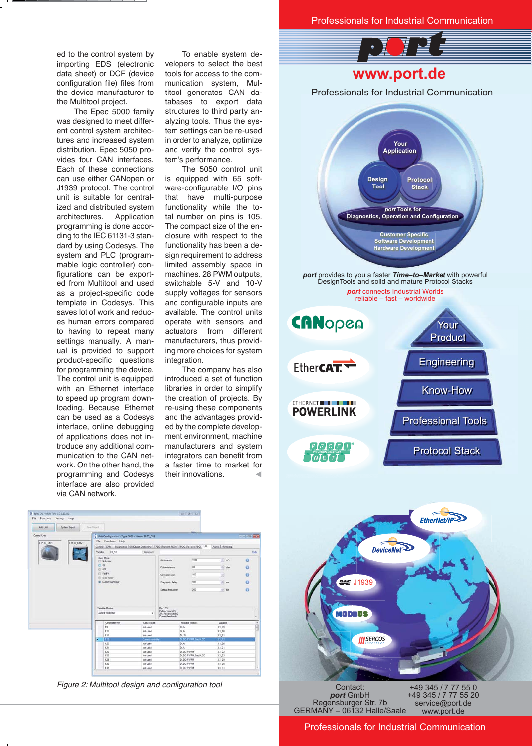ed to the control system by importing EDS (electronic data sheet) or DCF (device configuration file) files from the device manufacturer to the Multitool project.

The Epec 5000 family was designed to meet different control system architectures and increased system distribution. Epec 5050 provides four CAN interfaces. Each of these connections can use either CANopen or J1939 protocol. The control unit is suitable for centralized and distributed system architectures. Application programming is done according to the IEC 61131-3 standard by using Codesys. The system and PLC (programmable logic controller) configurations can be exported from Multitool and used as a project-specific code template in Codesys. This saves lot of work and reduces human errors compared to having to repeat many settings manually. A manual is provided to support product-specific questions for programming the device. The control unit is equipped with an Ethernet interface to speed up program downloading. Because Ethernet can be used as a Codesys interface, online debugging of applications does not introduce any additional communication to the CAN network. On the other hand, the programming and Codesys interface are also provided via CAN network.

To enable system developers to select the best tools for accessing to the communication system, Multitool generates CAN databases to export data structures to third party analyzing tools. Thus the system settings can be re-used in order to analyze, optimize and verify the control system's performance.

The 5050 control unit is equipped with 65 software-configurable I/O pins that have multi-purpose functionality while the total number on pins is 105. The compact size of the enclosure with respect to the functionality has been a design requirement to address limited assembly space in machines. 28 PWM outputs, switchable 5-V and 10-V supply voltages for sensors and configurable inputs are available. The control units operate with sensors and actuators from different manufacturers, thus providing more choices for system integration.

The company has also introduced a set of function libraries in order to simplify the creation of projects. By re-using these components and the advantages provided by the complete development environment, machine manufacturers and system integrators can benefit from a faster time to market for their innovations.

*Figure 2: Multitool design and configuration tool*

Professionals for Industrial Communication

port

www.port.de

Professionals for Industrial Communication

Your Application
Design Tool
Protocol Stack
*port* Tools for Diagnostics, Operation and Configuration
Customer Specific Software Development Hardware Development

***port*** provides to you a faster ***Time–to–Market*** with powerful DesignTools and solid and mature Protocol Stacks

***port*** connects Industrial Worlds
reliable – fast – worldwide

CANopen
EtherCAT
ETHERNET POWERLINK
PROFINET

Your Product
Engineering
Know-How
Professional Tools
Protocol Stack

EtherNet/IP
DeviceNet
SAE J1939
MODBUS
SERCOS interface

Contact:
***port*** GmbH
Regensburger Str. 7b
GERMANY – 06132 Halle/Saale

+49 345 / 7 77 55 0
+49 345 / 7 77 55 20
service@port.de
www.port.de

Professionals for Industrial Communication